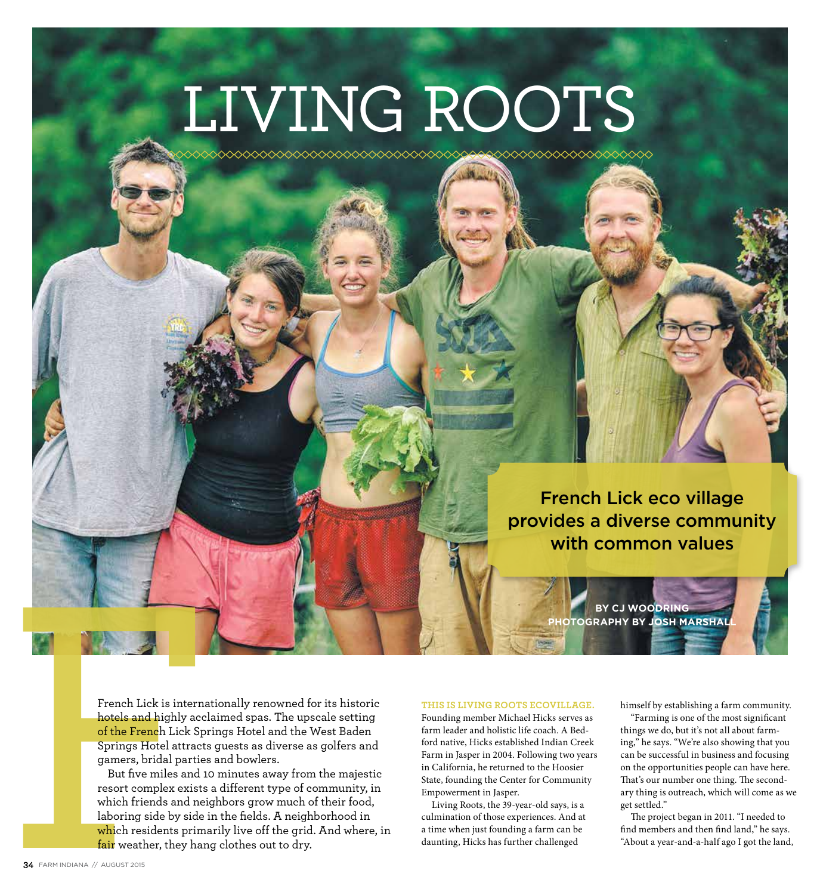# LIVING ROOTS

## French Lick eco village provides a diverse community with common values

**BY CJ WOODRING**
**PHOTOGRAPHY BY JOSH MARSHALL**

French Lick is internationally renowned for its historic hotels and highly acclaimed spas. The upscale setting of the French Lick Springs Hotel and the West Baden Springs Hotel attracts guests as diverse as golfers and gamers, bridal parties and bowlers.

But five miles and 10 minutes away from the majestic resort complex exists a different type of community, in which friends and neighbors grow much of their food, laboring side by side in the fields. A neighborhood in which residents primarily live off the grid. And where, in fair weather, they hang clothes out to dry.

**THIS IS LIVING ROOTS ECOVILLAGE.** Founding member Michael Hicks serves as farm leader and holistic life coach. A Bedford native, Hicks established Indian Creek Farm in Jasper in 2004. Following two years in California, he returned to the Hoosier State, founding the Center for Community Empowerment in Jasper.

Living Roots, the 39-year-old says, is a culmination of those experiences. And at a time when just founding a farm can be daunting, Hicks has further challenged himself by establishing a farm community.

"Farming is one of the most significant things we do, but it's not all about farming," he says. "We're also showing that you can be successful in business and focusing on the opportunities people can have here. That's our number one thing. The secondary thing is outreach, which will come as we get settled."

The project began in 2011. "I needed to find members and then find land," he says. "About a year-and-a-half ago I got the land,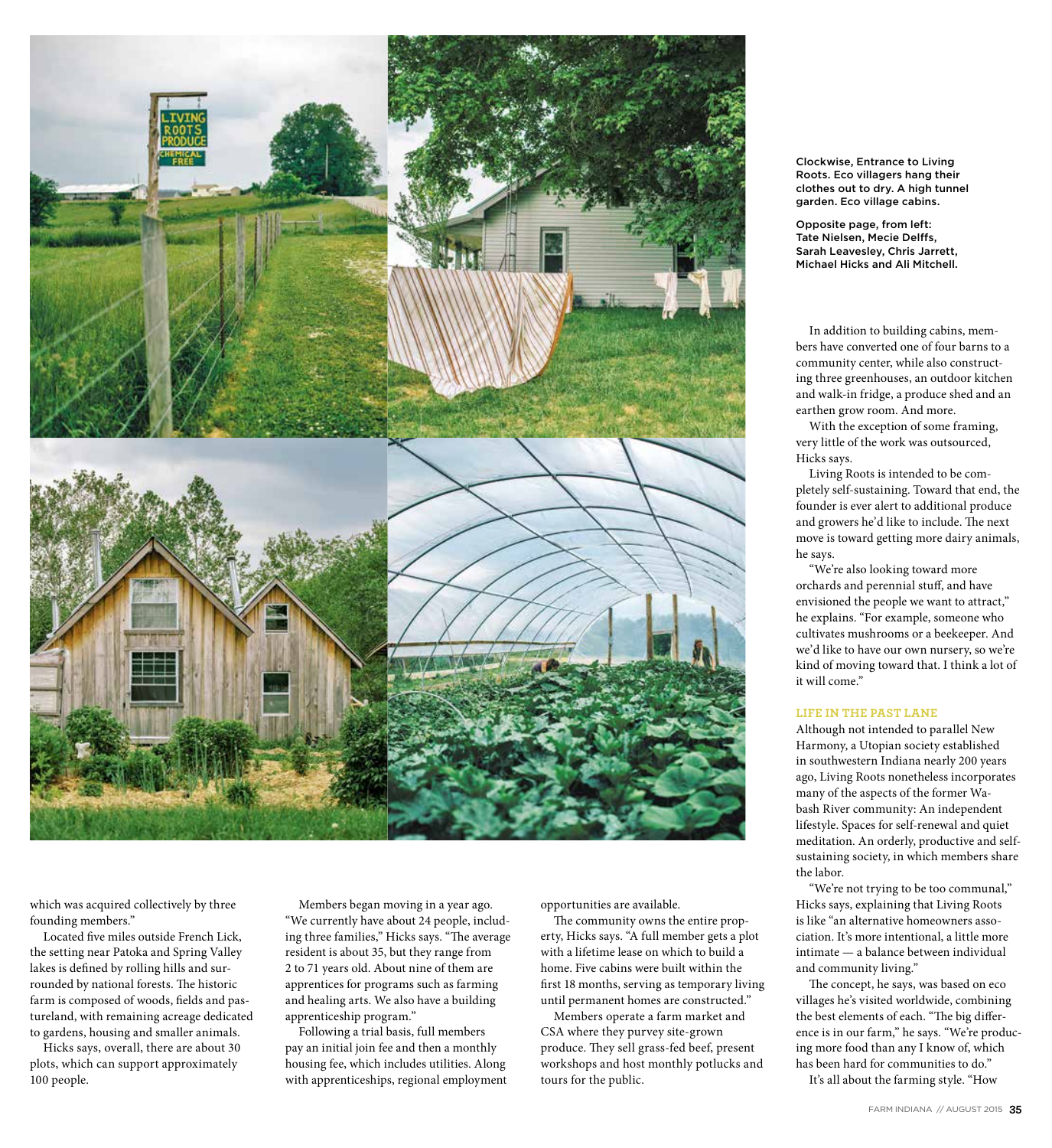Clockwise, Entrance to Living Roots. Eco villagers hang their clothes out to dry. A high tunnel garden. Eco village cabins.

Opposite page, from left: Tate Nielsen, Mecie Delffs, Sarah Leavesley, Chris Jarrett, Michael Hicks and Ali Mitchell.

which was acquired collectively by three founding members."

Located five miles outside French Lick, the setting near Patoka and Spring Valley lakes is defined by rolling hills and surrounded by national forests. The historic farm is composed of woods, fields and pastureland, with remaining acreage dedicated to gardens, housing and smaller animals.

Hicks says, overall, there are about 30 plots, which can support approximately 100 people.

Members began moving in a year ago. "We currently have about 24 people, including three families," Hicks says. "The average resident is about 35, but they range from 2 to 71 years old. About nine of them are apprentices for programs such as farming and healing arts. We also have a building apprenticeship program."

Following a trial basis, full members pay an initial join fee and then a monthly housing fee, which includes utilities. Along with apprenticeships, regional employment opportunities are available.

The community owns the entire property, Hicks says. "A full member gets a plot with a lifetime lease on which to build a home. Five cabins were built within the first 18 months, serving as temporary living until permanent homes are constructed."

Members operate a farm market and CSA where they purvey site-grown produce. They sell grass-fed beef, present workshops and host monthly potlucks and tours for the public.

In addition to building cabins, members have converted one of four barns to a community center, while also constructing three greenhouses, an outdoor kitchen and walk-in fridge, a produce shed and an earthen grow room. And more.

With the exception of some framing, very little of the work was outsourced, Hicks says.

Living Roots is intended to be completely self-sustaining. Toward that end, the founder is ever alert to additional produce and growers he'd like to include. The next move is toward getting more dairy animals, he says.

"We're also looking toward more orchards and perennial stuff, and have envisioned the people we want to attract," he explains. "For example, someone who cultivates mushrooms or a beekeeper. And we'd like to have our own nursery, so we're kind of moving toward that. I think a lot of it will come."

## LIFE IN THE PAST LANE

Although not intended to parallel New Harmony, a Utopian society established in southwestern Indiana nearly 200 years ago, Living Roots nonetheless incorporates many of the aspects of the former Wabash River community: An independent lifestyle. Spaces for self-renewal and quiet meditation. An orderly, productive and self-sustaining society, in which members share the labor.

"We're not trying to be too communal," Hicks says, explaining that Living Roots is like "an alternative homeowners association. It's more intentional, a little more intimate — a balance between individual and community living."

The concept, he says, was based on eco villages he's visited worldwide, combining the best elements of each. "The big difference is in our farm," he says. "We're producing more food than any I know of, which has been hard for communities to do."

It's all about the farming style. "How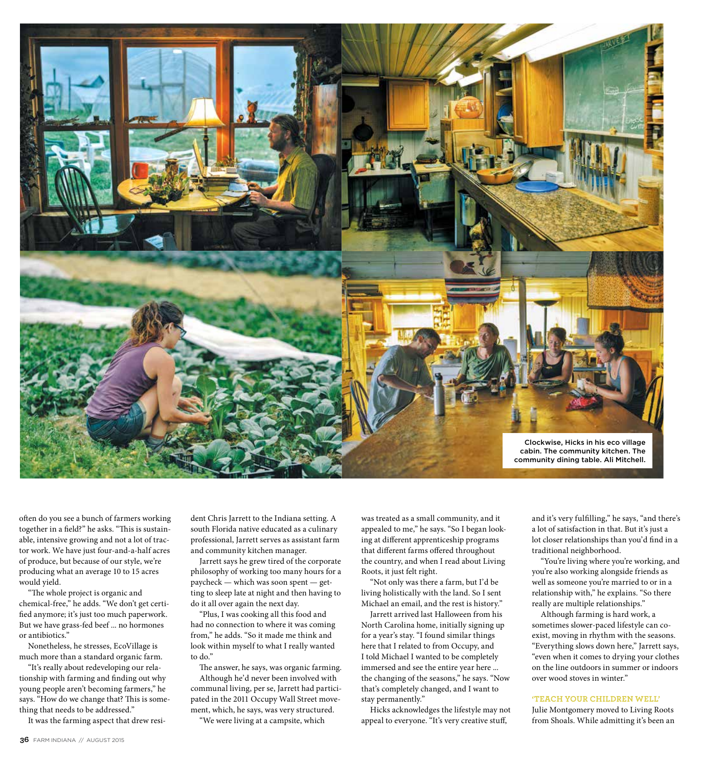Clockwise, Hicks in his eco village cabin. The community kitchen. The community dining table. Ali Mitchell.

often do you see a bunch of farmers working together in a field?" he asks. "This is sustainable, intensive growing and not a lot of tractor work. We have just four-and-a-half acres of produce, but because of our style, we're producing what an average 10 to 15 acres would yield.

"The whole project is organic and chemical-free," he adds. "We don't get certified anymore; it's just too much paperwork. But we have grass-fed beef ... no hormones or antibiotics."

Nonetheless, he stresses, EcoVillage is much more than a standard organic farm.

"It's really about redeveloping our relationship with farming and finding out why young people aren't becoming farmers," he says. "How do we change that? This is something that needs to be addressed."

It was the farming aspect that drew resident Chris Jarrett to the Indiana setting. A south Florida native educated as a culinary professional, Jarrett serves as assistant farm and community kitchen manager.

Jarrett says he grew tired of the corporate philosophy of working too many hours for a paycheck — which was soon spent — getting to sleep late at night and then having to do it all over again the next day.

"Plus, I was cooking all this food and had no connection to where it was coming from," he adds. "So it made me think and look within myself to what I really wanted to do."

The answer, he says, was organic farming.

Although he'd never been involved with communal living, per se, Jarrett had participated in the 2011 Occupy Wall Street movement, which, he says, was very structured.

"We were living at a campsite, which was treated as a small community, and it appealed to me," he says. "So I began looking at different apprenticeship programs that different farms offered throughout the country, and when I read about Living Roots, it just felt right.

"Not only was there a farm, but I'd be living holistically with the land. So I sent Michael an email, and the rest is history."

Jarrett arrived last Halloween from his North Carolina home, initially signing up for a year's stay. "I found similar things here that I related to from Occupy, and I told Michael I wanted to be completely immersed and see the entire year here ... the changing of the seasons," he says. "Now that's completely changed, and I want to stay permanently."

Hicks acknowledges the lifestyle may not appeal to everyone. "It's very creative stuff, and it's very fulfilling," he says, "and there's a lot of satisfaction in that. But it's just a lot closer relationships than you'd find in a traditional neighborhood.

"You're living where you're working, and you're also working alongside friends as well as someone you're married to or in a relationship with," he explains. "So there really are multiple relationships."

Although farming is hard work, a sometimes slower-paced lifestyle can coexist, moving in rhythm with the seasons. "Everything slows down here," Jarrett says, "even when it comes to drying your clothes on the line outdoors in summer or indoors over wood stoves in winter."

## 'TEACH YOUR CHILDREN WELL'

Julie Montgomery moved to Living Roots from Shoals. While admitting it's been an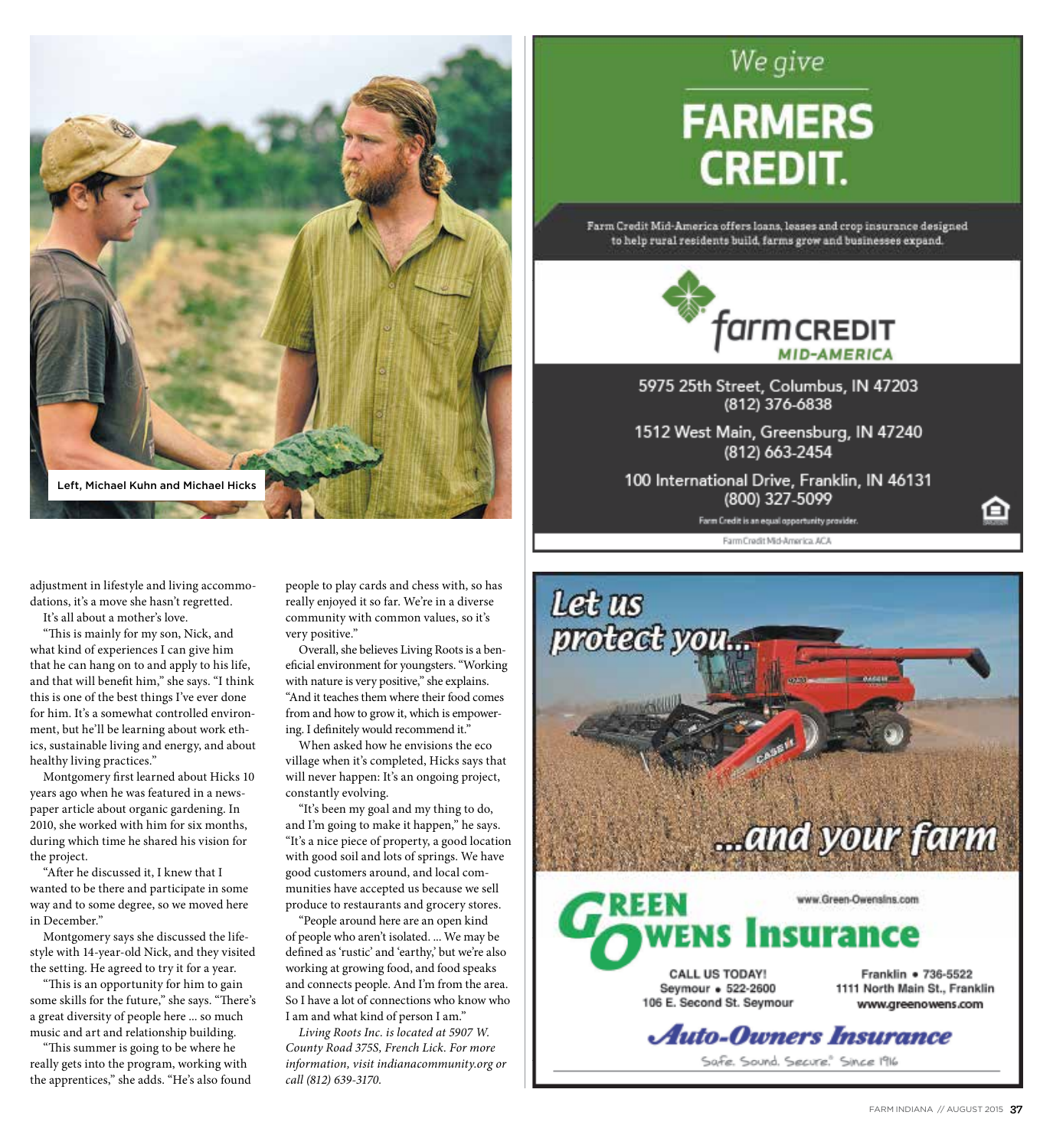Left, Michael Kuhn and Michael Hicks

adjustment in lifestyle and living accommodations, it's a move she hasn't regretted.

It's all about a mother's love.

"This is mainly for my son, Nick, and what kind of experiences I can give him that he can hang on to and apply to his life, and that will benefit him," she says. "I think this is one of the best things I've ever done for him. It's a somewhat controlled environment, but he'll be learning about work ethics, sustainable living and energy, and about healthy living practices."

Montgomery first learned about Hicks 10 years ago when he was featured in a newspaper article about organic gardening. In 2010, she worked with him for six months, during which time he shared his vision for the project.

"After he discussed it, I knew that I wanted to be there and participate in some way and to some degree, so we moved here in December."

Montgomery says she discussed the lifestyle with 14-year-old Nick, and they visited the setting. He agreed to try it for a year.

"This is an opportunity for him to gain some skills for the future," she says. "There's a great diversity of people here ... so much music and art and relationship building.

"This summer is going to be where he really gets into the program, working with the apprentices," she adds. "He's also found people to play cards and chess with, so has really enjoyed it so far. We're in a diverse community with common values, so it's very positive."

Overall, she believes Living Roots is a beneficial environment for youngsters. "Working with nature is very positive," she explains. "And it teaches them where their food comes from and how to grow it, which is empowering. I definitely would recommend it."

When asked how he envisions the eco village when it's completed, Hicks says that will never happen: It's an ongoing project, constantly evolving.

"It's been my goal and my thing to do, and I'm going to make it happen," he says. "It's a nice piece of property, a good location with good soil and lots of springs. We have good customers around, and local communities have accepted us because we sell produce to restaurants and grocery stores.

"People around here are an open kind of people who aren't isolated. ... We may be defined as 'rustic' and 'earthy,' but we're also working at growing food, and food speaks and connects people. And I'm from the area. So I have a lot of connections who know who I am and what kind of person I am."

*Living Roots Inc. is located at 5907 W. County Road 375S, French Lick. For more information, visit indianacommunity.org or call (812) 639-3170.*

We give

**FARMERS CREDIT.**

Farm Credit Mid-America offers loans, leases and crop insurance designed to help rural residents build, farms grow and businesses expand.

farm CREDIT MID-AMERICA

5975 25th Street, Columbus, IN 47203
(812) 376-6838

1512 West Main, Greensburg, IN 47240
(812) 663-2454

100 International Drive, Franklin, IN 46131
(800) 327-5099

Farm Credit is an equal opportunity provider.

FarmCredit Mid-America ACA

Let us protect you... ...and your farm

**GREEN OWENS Insurance**

www.Green-Owensins.com

CALL US TODAY!
Seymour • 522-2600
106 E. Second St. Seymour

Franklin • 736-5522
1111 North Main St., Franklin
www.greenowens.com

**Auto-Owners Insurance**

Safe. Sound. Secure.® Since 1916